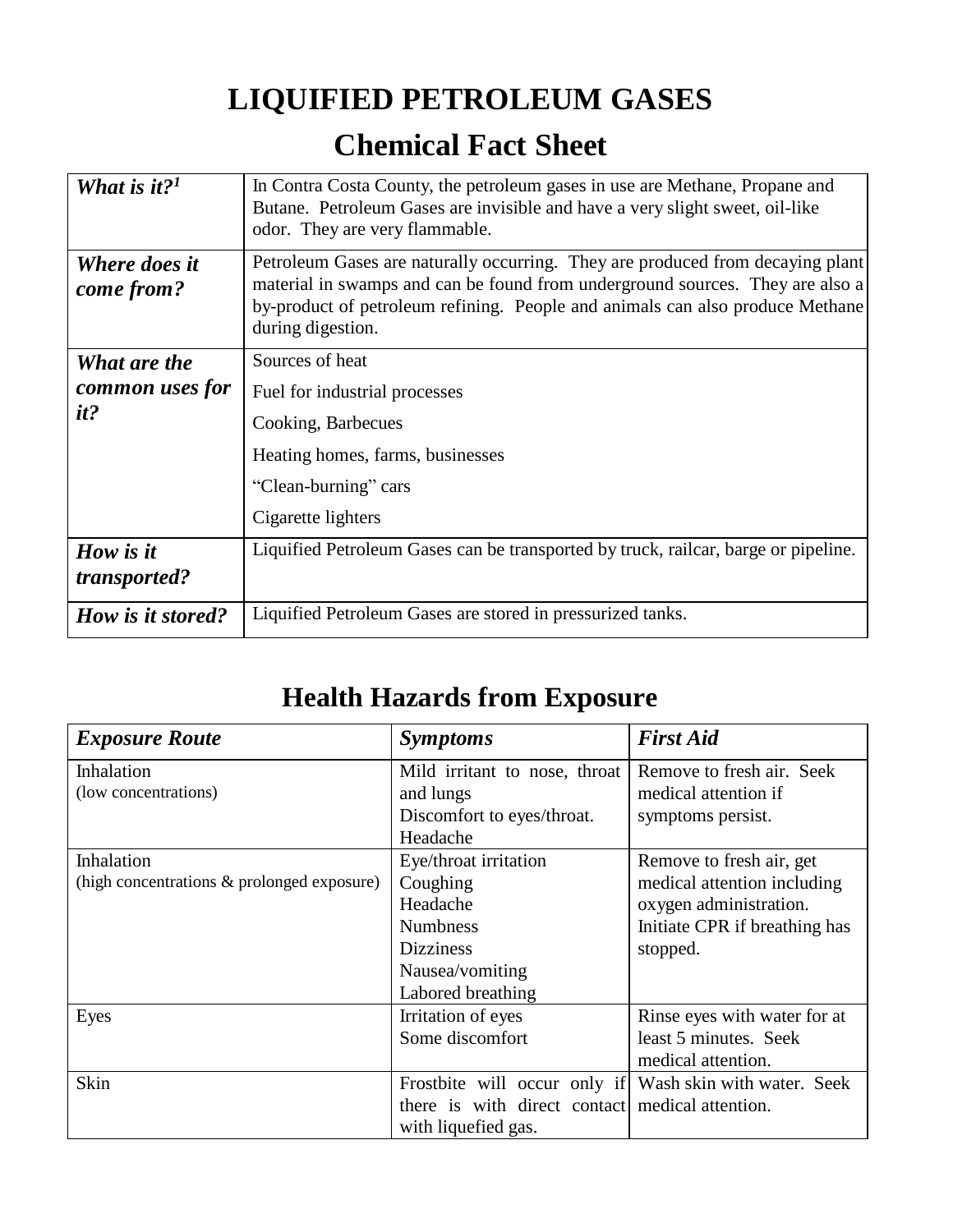# LIQUIFIED PETROLEUM GASES

## Chemical Fact Sheet

| | |
|---|---|
| ***What is it?***[1] | In Contra Costa County, the petroleum gases in use are Methane, Propane and Butane. Petroleum Gases are invisible and have a very slight sweet, oil-like odor. They are very flammable. |
| ***Where does it come from?*** | Petroleum Gases are naturally occurring. They are produced from decaying plant material in swamps and can be found from underground sources. They are also a by-product of petroleum refining. People and animals can also produce Methane during digestion. |
| ***What are the common uses for it?*** | Sources of heat<br>Fuel for industrial processes<br>Cooking, Barbecues<br>Heating homes, farms, businesses<br>"Clean-burning" cars<br>Cigarette lighters |
| ***How is it transported?*** | Liquified Petroleum Gases can be transported by truck, railcar, barge or pipeline. |
| ***How is it stored?*** | Liquified Petroleum Gases are stored in pressurized tanks. |

## Health Hazards from Exposure

| ***Exposure Route*** | ***Symptoms*** | ***First Aid*** |
|---|---|---|
| Inhalation<br>(low concentrations) | Mild irritant to nose, throat and lungs<br>Discomfort to eyes/throat.<br>Headache | Remove to fresh air. Seek medical attention if symptoms persist. |
| Inhalation<br>(high concentrations & prolonged exposure) | Eye/throat irritation<br>Coughing<br>Headache<br>Numbness<br>Dizziness<br>Nausea/vomiting<br>Labored breathing | Remove to fresh air, get medical attention including oxygen administration. Initiate CPR if breathing has stopped. |
| Eyes | Irritation of eyes<br>Some discomfort | Rinse eyes with water for at least 5 minutes. Seek medical attention. |
| Skin | Frostbite will occur only if there is with direct contact with liquefied gas. | Wash skin with water. Seek medical attention. |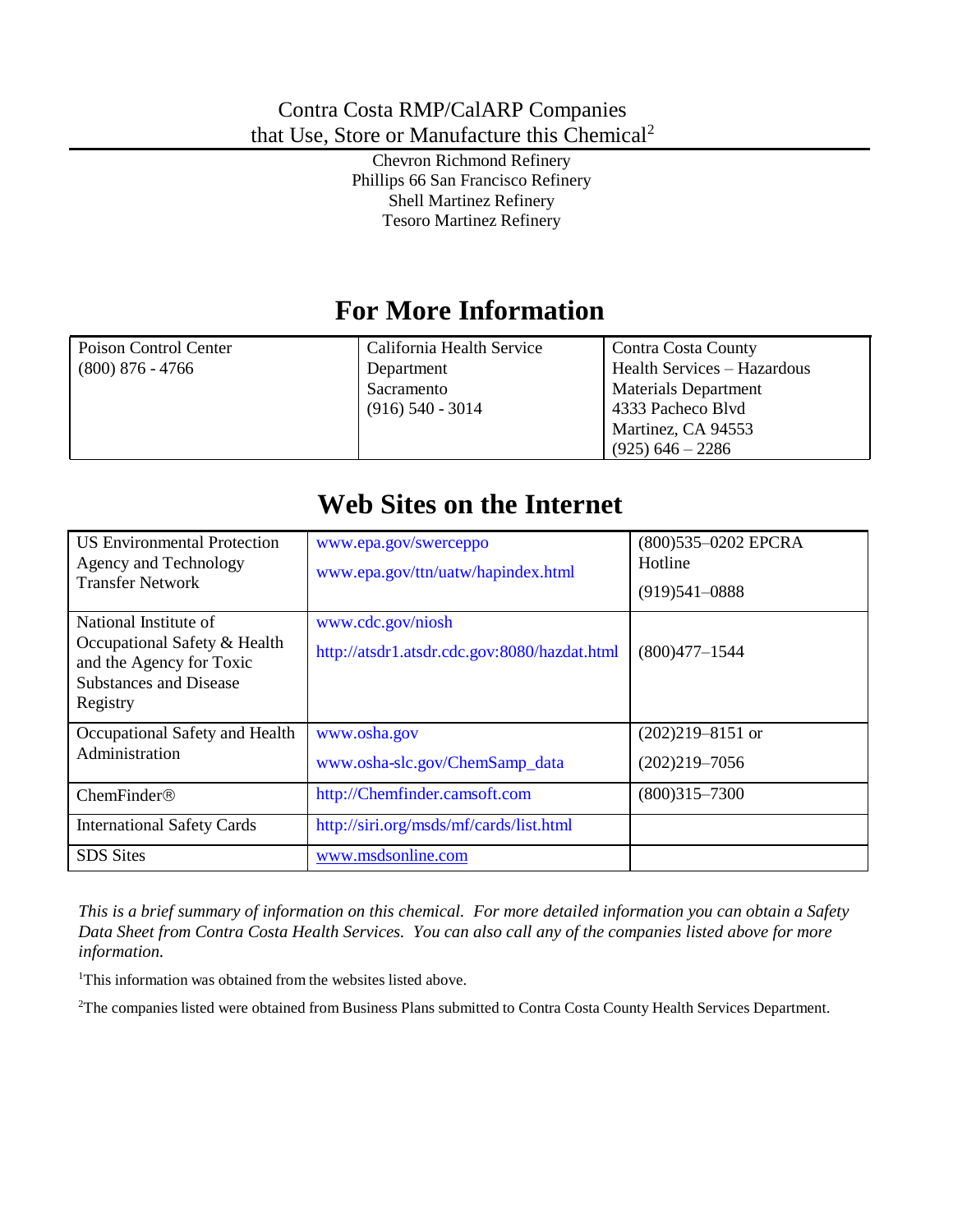## Contra Costa RMP/CalARP Companies that Use, Store or Manufacture this Chemical[2]

Chevron Richmond Refinery
Phillips 66 San Francisco Refinery
Shell Martinez Refinery
Tesoro Martinez Refinery

# For More Information

| | | |
|---|---|---|
| Poison Control Center<br>(800) 876 - 4766 | California Health Service Department<br>Sacramento<br>(916) 540 - 3014 | Contra Costa County Health Services – Hazardous Materials Department<br>4333 Pacheco Blvd<br>Martinez, CA 94553<br>(925) 646 – 2286 |

# Web Sites on the Internet

| | | |
|---|---|---|
| US Environmental Protection Agency and Technology Transfer Network | www.epa.gov/swerceppo<br>www.epa.gov/ttn/uatw/hapindex.html | (800)535–0202 EPCRA Hotline<br>(919)541–0888 |
| National Institute of Occupational Safety & Health and the Agency for Toxic Substances and Disease Registry | www.cdc.gov/niosh<br>http://atsdr1.atsdr.cdc.gov:8080/hazdat.html | (800)477–1544 |
| Occupational Safety and Health Administration | www.osha.gov<br>www.osha-slc.gov/ChemSamp_data | (202)219–8151 or<br>(202)219–7056 |
| ChemFinder® | http://Chemfinder.camsoft.com | (800)315–7300 |
| International Safety Cards | http://siri.org/msds/mf/cards/list.html | |
| SDS Sites | www.msdsonline.com | |

*This is a brief summary of information on this chemical. For more detailed information you can obtain a Safety Data Sheet from Contra Costa Health Services. You can also call any of the companies listed above for more information.*

[1]This information was obtained from the websites listed above.

[2]The companies listed were obtained from Business Plans submitted to Contra Costa County Health Services Department.